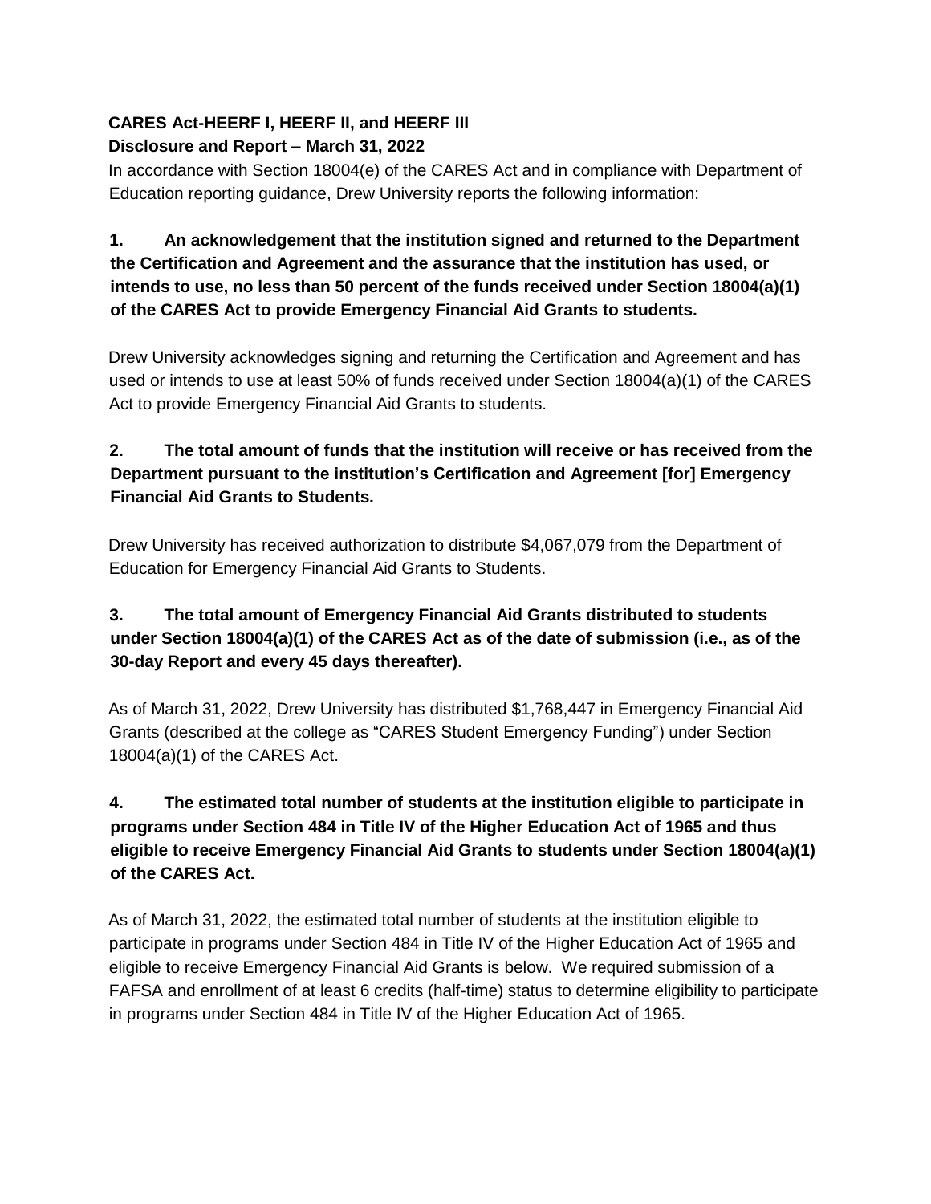**CARES Act-HEERF I, HEERF II, and HEERF III**
**Disclosure and Report – March 31, 2022**

In accordance with Section 18004(e) of the CARES Act and in compliance with Department of Education reporting guidance, Drew University reports the following information:

**1. An acknowledgement that the institution signed and returned to the Department the Certification and Agreement and the assurance that the institution has used, or intends to use, no less than 50 percent of the funds received under Section 18004(a)(1) of the CARES Act to provide Emergency Financial Aid Grants to students.**

Drew University acknowledges signing and returning the Certification and Agreement and has used or intends to use at least 50% of funds received under Section 18004(a)(1) of the CARES Act to provide Emergency Financial Aid Grants to students.

**2. The total amount of funds that the institution will receive or has received from the Department pursuant to the institution's Certification and Agreement [for] Emergency Financial Aid Grants to Students.**

Drew University has received authorization to distribute $4,067,079 from the Department of Education for Emergency Financial Aid Grants to Students.

**3. The total amount of Emergency Financial Aid Grants distributed to students under Section 18004(a)(1) of the CARES Act as of the date of submission (i.e., as of the 30-day Report and every 45 days thereafter).**

As of March 31, 2022, Drew University has distributed $1,768,447 in Emergency Financial Aid Grants (described at the college as "CARES Student Emergency Funding") under Section 18004(a)(1) of the CARES Act.

**4. The estimated total number of students at the institution eligible to participate in programs under Section 484 in Title IV of the Higher Education Act of 1965 and thus eligible to receive Emergency Financial Aid Grants to students under Section 18004(a)(1) of the CARES Act.**

As of March 31, 2022, the estimated total number of students at the institution eligible to participate in programs under Section 484 in Title IV of the Higher Education Act of 1965 and eligible to receive Emergency Financial Aid Grants is below. We required submission of a FAFSA and enrollment of at least 6 credits (half-time) status to determine eligibility to participate in programs under Section 484 in Title IV of the Higher Education Act of 1965.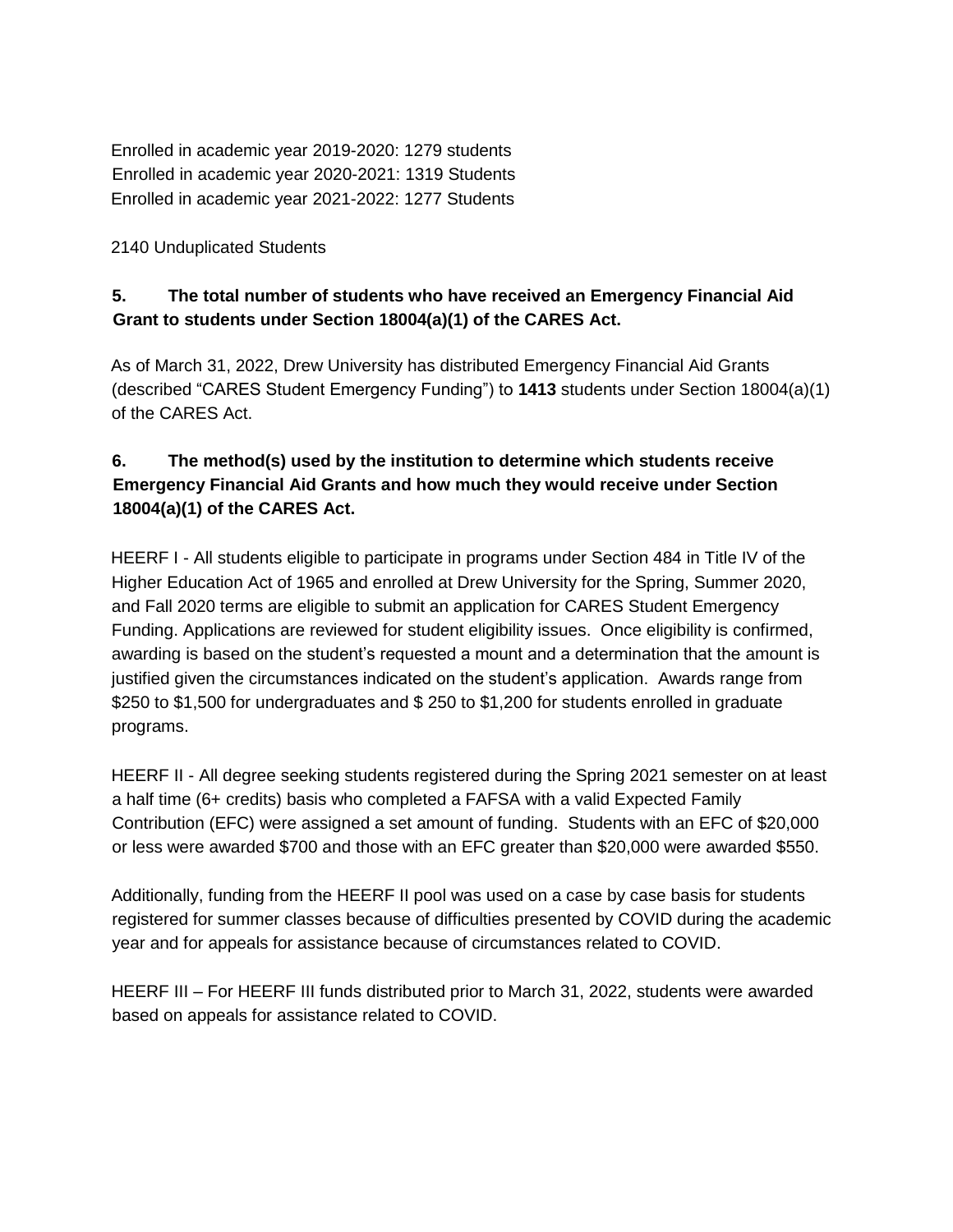Enrolled in academic year 2019-2020: 1279 students
Enrolled in academic year 2020-2021: 1319 Students
Enrolled in academic year 2021-2022: 1277 Students

2140 Unduplicated Students

**5. The total number of students who have received an Emergency Financial Aid Grant to students under Section 18004(a)(1) of the CARES Act.**

As of March 31, 2022, Drew University has distributed Emergency Financial Aid Grants (described "CARES Student Emergency Funding") to **1413** students under Section 18004(a)(1) of the CARES Act.

**6. The method(s) used by the institution to determine which students receive Emergency Financial Aid Grants and how much they would receive under Section 18004(a)(1) of the CARES Act.**

HEERF I - All students eligible to participate in programs under Section 484 in Title IV of the Higher Education Act of 1965 and enrolled at Drew University for the Spring, Summer 2020, and Fall 2020 terms are eligible to submit an application for CARES Student Emergency Funding. Applications are reviewed for student eligibility issues. Once eligibility is confirmed, awarding is based on the student's requested a mount and a determination that the amount is justified given the circumstances indicated on the student's application. Awards range from $250 to $1,500 for undergraduates and $ 250 to $1,200 for students enrolled in graduate programs.

HEERF II - All degree seeking students registered during the Spring 2021 semester on at least a half time (6+ credits) basis who completed a FAFSA with a valid Expected Family Contribution (EFC) were assigned a set amount of funding. Students with an EFC of $20,000 or less were awarded $700 and those with an EFC greater than $20,000 were awarded $550.

Additionally, funding from the HEERF II pool was used on a case by case basis for students registered for summer classes because of difficulties presented by COVID during the academic year and for appeals for assistance because of circumstances related to COVID.

HEERF III – For HEERF III funds distributed prior to March 31, 2022, students were awarded based on appeals for assistance related to COVID.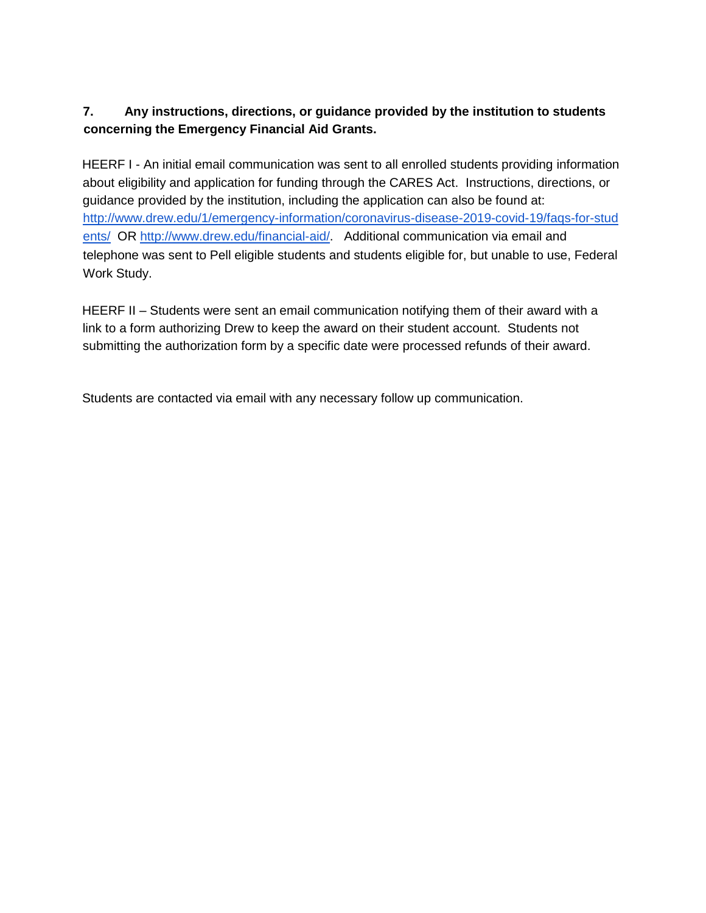**7. Any instructions, directions, or guidance provided by the institution to students concerning the Emergency Financial Aid Grants.**

HEERF I - An initial email communication was sent to all enrolled students providing information about eligibility and application for funding through the CARES Act. Instructions, directions, or guidance provided by the institution, including the application can also be found at: http://www.drew.edu/1/emergency-information/coronavirus-disease-2019-covid-19/faqs-for-students/ OR http://www.drew.edu/financial-aid/. Additional communication via email and telephone was sent to Pell eligible students and students eligible for, but unable to use, Federal Work Study.

HEERF II – Students were sent an email communication notifying them of their award with a link to a form authorizing Drew to keep the award on their student account. Students not submitting the authorization form by a specific date were processed refunds of their award.

Students are contacted via email with any necessary follow up communication.